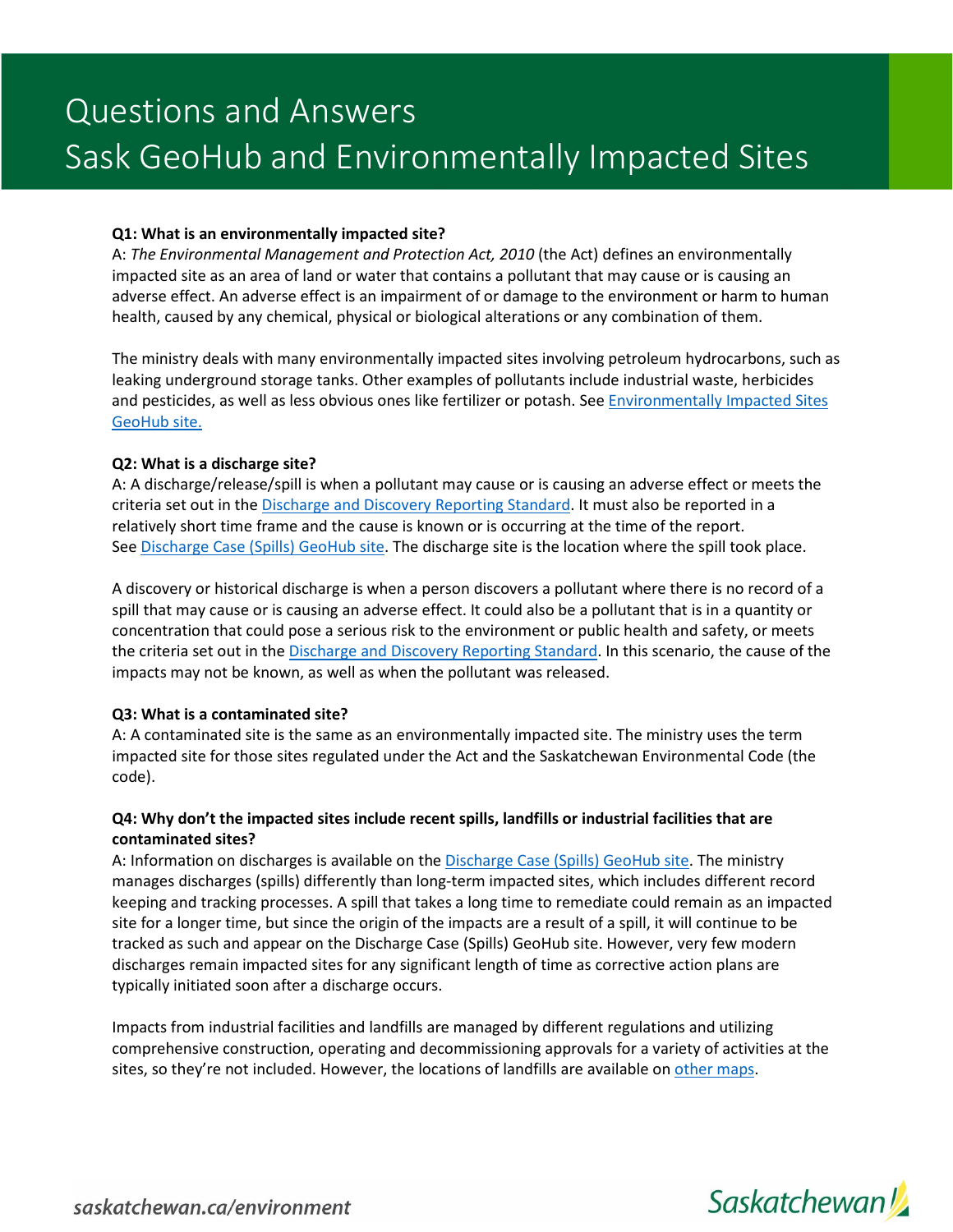# Questions and Answers
# Sask GeoHub and Environmentally Impacted Sites

**Q1: What is an environmentally impacted site?**

A: *The Environmental Management and Protection Act, 2010* (the Act) defines an environmentally impacted site as an area of land or water that contains a pollutant that may cause or is causing an adverse effect. An adverse effect is an impairment of or damage to the environment or harm to human health, caused by any chemical, physical or biological alterations or any combination of them.

The ministry deals with many environmentally impacted sites involving petroleum hydrocarbons, such as leaking underground storage tanks. Other examples of pollutants include industrial waste, herbicides and pesticides, as well as less obvious ones like fertilizer or potash. See [Environmentally Impacted Sites GeoHub site.]()

**Q2: What is a discharge site?**

A: A discharge/release/spill is when a pollutant may cause or is causing an adverse effect or meets the criteria set out in the [Discharge and Discovery Reporting Standard](). It must also be reported in a relatively short time frame and the cause is known or is occurring at the time of the report. See [Discharge Case (Spills) GeoHub site](). The discharge site is the location where the spill took place.

A discovery or historical discharge is when a person discovers a pollutant where there is no record of a spill that may cause or is causing an adverse effect. It could also be a pollutant that is in a quantity or concentration that could pose a serious risk to the environment or public health and safety, or meets the criteria set out in the [Discharge and Discovery Reporting Standard](). In this scenario, the cause of the impacts may not be known, as well as when the pollutant was released.

**Q3: What is a contaminated site?**

A: A contaminated site is the same as an environmentally impacted site. The ministry uses the term impacted site for those sites regulated under the Act and the Saskatchewan Environmental Code (the code).

**Q4: Why don't the impacted sites include recent spills, landfills or industrial facilities that are contaminated sites?**

A: Information on discharges is available on the [Discharge Case (Spills) GeoHub site](). The ministry manages discharges (spills) differently than long-term impacted sites, which includes different record keeping and tracking processes. A spill that takes a long time to remediate could remain as an impacted site for a longer time, but since the origin of the impacts are a result of a spill, it will continue to be tracked as such and appear on the Discharge Case (Spills) GeoHub site. However, very few modern discharges remain impacted sites for any significant length of time as corrective action plans are typically initiated soon after a discharge occurs.

Impacts from industrial facilities and landfills are managed by different regulations and utilizing comprehensive construction, operating and decommissioning approvals for a variety of activities at the sites, so they're not included. However, the locations of landfills are available on [other maps]().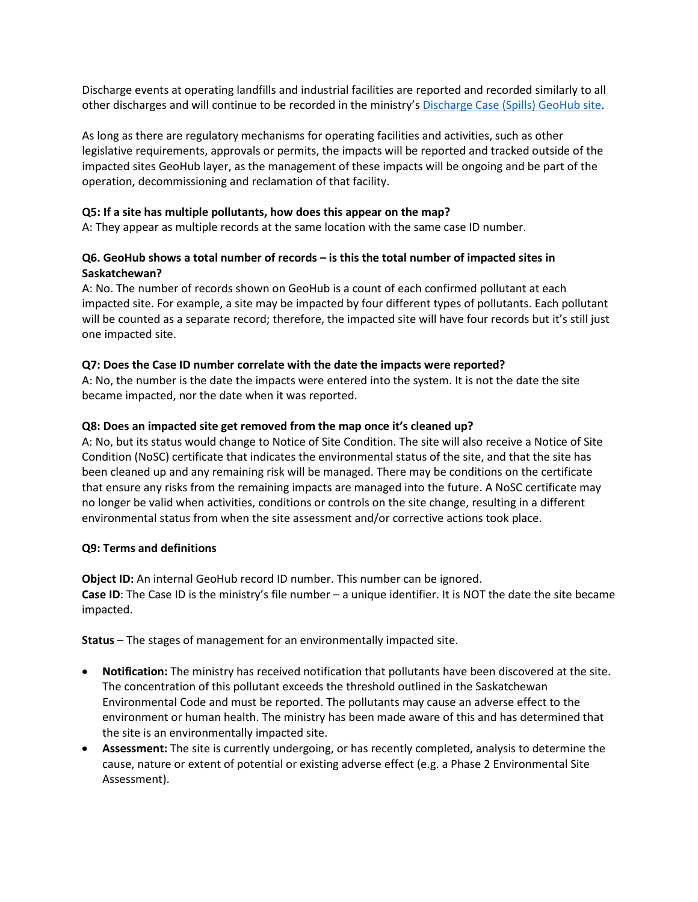Discharge events at operating landfills and industrial facilities are reported and recorded similarly to all other discharges and will continue to be recorded in the ministry's [Discharge Case (Spills) GeoHub site](#).

As long as there are regulatory mechanisms for operating facilities and activities, such as other legislative requirements, approvals or permits, the impacts will be reported and tracked outside of the impacted sites GeoHub layer, as the management of these impacts will be ongoing and be part of the operation, decommissioning and reclamation of that facility.

**Q5: If a site has multiple pollutants, how does this appear on the map?**
A: They appear as multiple records at the same location with the same case ID number.

**Q6. GeoHub shows a total number of records – is this the total number of impacted sites in Saskatchewan?**
A: No. The number of records shown on GeoHub is a count of each confirmed pollutant at each impacted site. For example, a site may be impacted by four different types of pollutants. Each pollutant will be counted as a separate record; therefore, the impacted site will have four records but it's still just one impacted site.

**Q7: Does the Case ID number correlate with the date the impacts were reported?**
A: No, the number is the date the impacts were entered into the system. It is not the date the site became impacted, nor the date when it was reported.

**Q8: Does an impacted site get removed from the map once it's cleaned up?**
A: No, but its status would change to Notice of Site Condition. The site will also receive a Notice of Site Condition (NoSC) certificate that indicates the environmental status of the site, and that the site has been cleaned up and any remaining risk will be managed. There may be conditions on the certificate that ensure any risks from the remaining impacts are managed into the future. A NoSC certificate may no longer be valid when activities, conditions or controls on the site change, resulting in a different environmental status from when the site assessment and/or corrective actions took place.

**Q9: Terms and definitions**

**Object ID:** An internal GeoHub record ID number. This number can be ignored.
**Case ID**: The Case ID is the ministry's file number – a unique identifier. It is NOT the date the site became impacted.

**Status** – The stages of management for an environmentally impacted site.

- **Notification:** The ministry has received notification that pollutants have been discovered at the site. The concentration of this pollutant exceeds the threshold outlined in the Saskatchewan Environmental Code and must be reported. The pollutants may cause an adverse effect to the environment or human health. The ministry has been made aware of this and has determined that the site is an environmentally impacted site.
- **Assessment:** The site is currently undergoing, or has recently completed, analysis to determine the cause, nature or extent of potential or existing adverse effect (e.g. a Phase 2 Environmental Site Assessment).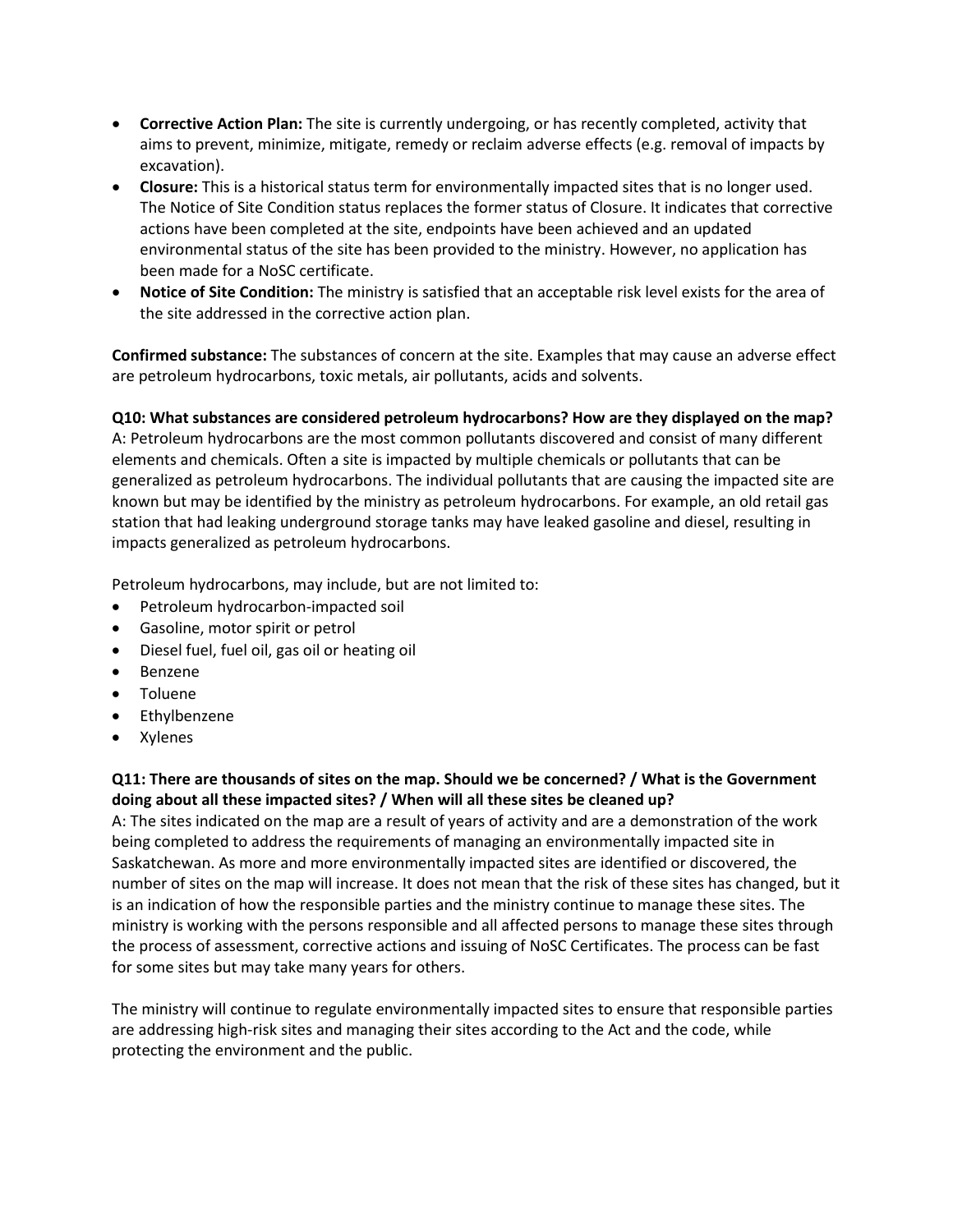- **Corrective Action Plan:** The site is currently undergoing, or has recently completed, activity that aims to prevent, minimize, mitigate, remedy or reclaim adverse effects (e.g. removal of impacts by excavation).
- **Closure:** This is a historical status term for environmentally impacted sites that is no longer used. The Notice of Site Condition status replaces the former status of Closure. It indicates that corrective actions have been completed at the site, endpoints have been achieved and an updated environmental status of the site has been provided to the ministry. However, no application has been made for a NoSC certificate.
- **Notice of Site Condition:** The ministry is satisfied that an acceptable risk level exists for the area of the site addressed in the corrective action plan.

**Confirmed substance:** The substances of concern at the site. Examples that may cause an adverse effect are petroleum hydrocarbons, toxic metals, air pollutants, acids and solvents.

**Q10: What substances are considered petroleum hydrocarbons? How are they displayed on the map?**
A: Petroleum hydrocarbons are the most common pollutants discovered and consist of many different elements and chemicals. Often a site is impacted by multiple chemicals or pollutants that can be generalized as petroleum hydrocarbons. The individual pollutants that are causing the impacted site are known but may be identified by the ministry as petroleum hydrocarbons. For example, an old retail gas station that had leaking underground storage tanks may have leaked gasoline and diesel, resulting in impacts generalized as petroleum hydrocarbons.

Petroleum hydrocarbons, may include, but are not limited to:

- Petroleum hydrocarbon-impacted soil
- Gasoline, motor spirit or petrol
- Diesel fuel, fuel oil, gas oil or heating oil
- Benzene
- Toluene
- Ethylbenzene
- Xylenes

**Q11: There are thousands of sites on the map. Should we be concerned? / What is the Government doing about all these impacted sites? / When will all these sites be cleaned up?**
A: The sites indicated on the map are a result of years of activity and are a demonstration of the work being completed to address the requirements of managing an environmentally impacted site in Saskatchewan. As more and more environmentally impacted sites are identified or discovered, the number of sites on the map will increase. It does not mean that the risk of these sites has changed, but it is an indication of how the responsible parties and the ministry continue to manage these sites. The ministry is working with the persons responsible and all affected persons to manage these sites through the process of assessment, corrective actions and issuing of NoSC Certificates. The process can be fast for some sites but may take many years for others.

The ministry will continue to regulate environmentally impacted sites to ensure that responsible parties are addressing high-risk sites and managing their sites according to the Act and the code, while protecting the environment and the public.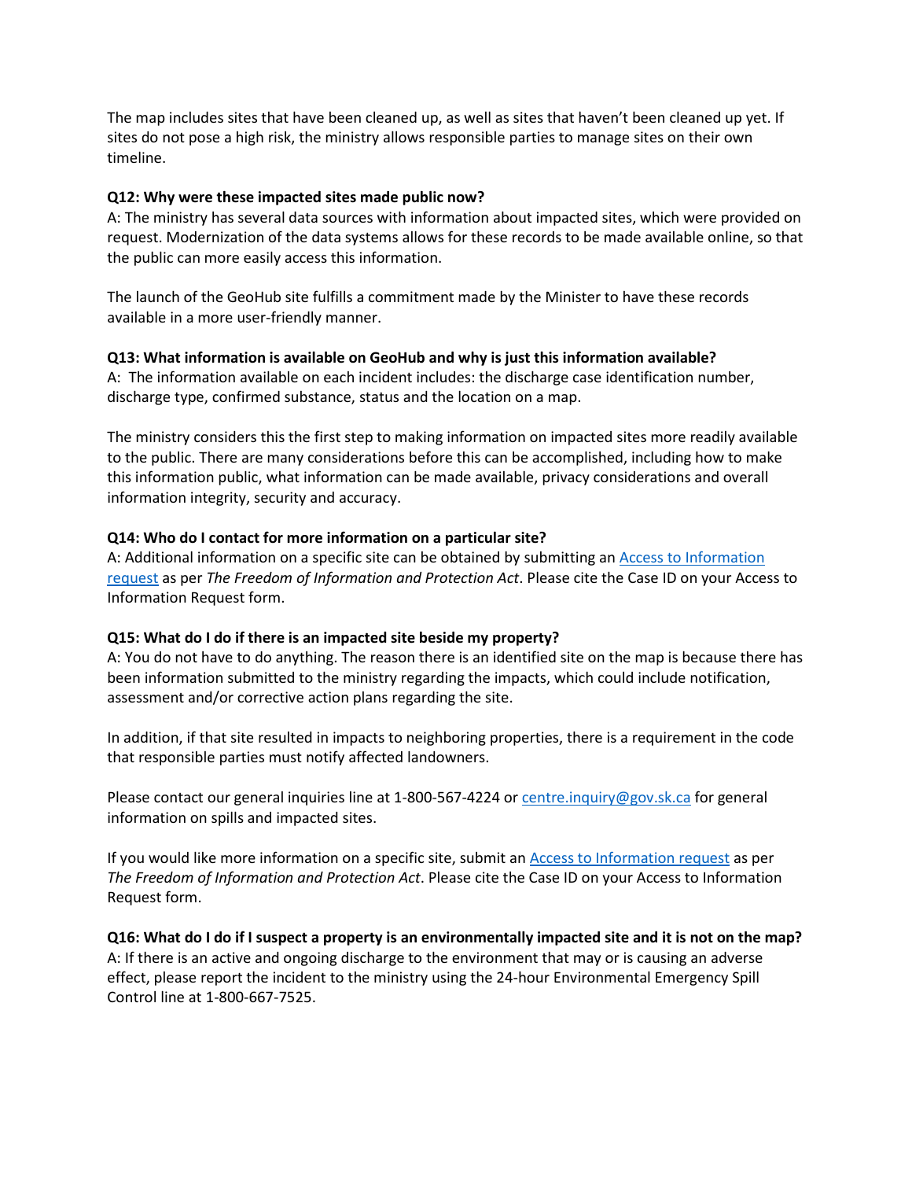The map includes sites that have been cleaned up, as well as sites that haven't been cleaned up yet. If sites do not pose a high risk, the ministry allows responsible parties to manage sites on their own timeline.

**Q12: Why were these impacted sites made public now?**
A: The ministry has several data sources with information about impacted sites, which were provided on request. Modernization of the data systems allows for these records to be made available online, so that the public can more easily access this information.

The launch of the GeoHub site fulfills a commitment made by the Minister to have these records available in a more user-friendly manner.

**Q13: What information is available on GeoHub and why is just this information available?**
A: The information available on each incident includes: the discharge case identification number, discharge type, confirmed substance, status and the location on a map.

The ministry considers this the first step to making information on impacted sites more readily available to the public. There are many considerations before this can be accomplished, including how to make this information public, what information can be made available, privacy considerations and overall information integrity, security and accuracy.

**Q14: Who do I contact for more information on a particular site?**
A: Additional information on a specific site can be obtained by submitting an [Access to Information request]() as per *The Freedom of Information and Protection Act*. Please cite the Case ID on your Access to Information Request form.

**Q15: What do I do if there is an impacted site beside my property?**
A: You do not have to do anything. The reason there is an identified site on the map is because there has been information submitted to the ministry regarding the impacts, which could include notification, assessment and/or corrective action plans regarding the site.

In addition, if that site resulted in impacts to neighboring properties, there is a requirement in the code that responsible parties must notify affected landowners.

Please contact our general inquiries line at 1-800-567-4224 or [centre.inquiry@gov.sk.ca](mailto:centre.inquiry@gov.sk.ca) for general information on spills and impacted sites.

If you would like more information on a specific site, submit an [Access to Information request]() as per *The Freedom of Information and Protection Act*. Please cite the Case ID on your Access to Information Request form.

**Q16: What do I do if I suspect a property is an environmentally impacted site and it is not on the map?**
A: If there is an active and ongoing discharge to the environment that may or is causing an adverse effect, please report the incident to the ministry using the 24-hour Environmental Emergency Spill Control line at 1-800-667-7525.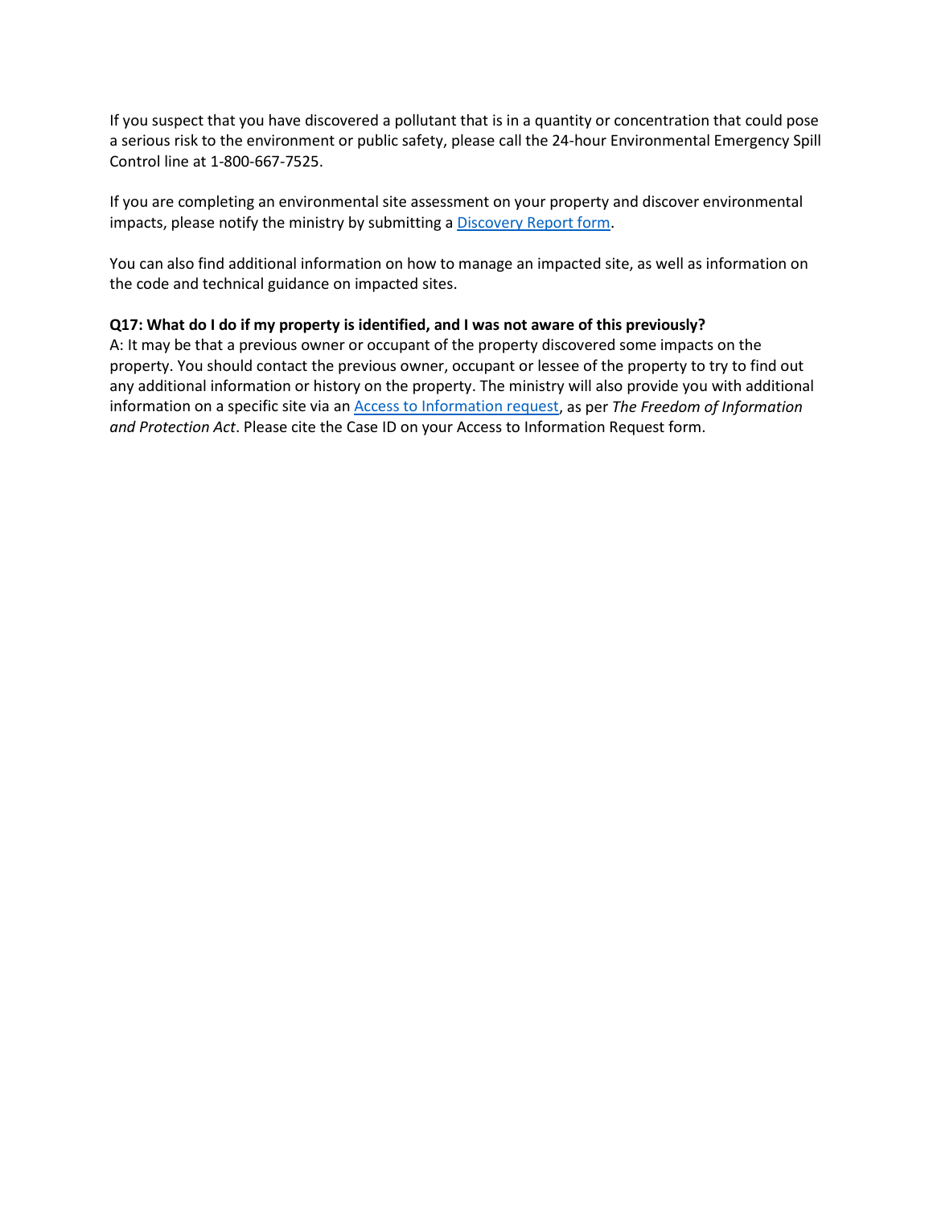If you suspect that you have discovered a pollutant that is in a quantity or concentration that could pose a serious risk to the environment or public safety, please call the 24-hour Environmental Emergency Spill Control line at 1-800-667-7525.

If you are completing an environmental site assessment on your property and discover environmental impacts, please notify the ministry by submitting a [Discovery Report form](#).

You can also find additional information on how to manage an impacted site, as well as information on the code and technical guidance on impacted sites.

**Q17: What do I do if my property is identified, and I was not aware of this previously?**

A: It may be that a previous owner or occupant of the property discovered some impacts on the property. You should contact the previous owner, occupant or lessee of the property to try to find out any additional information or history on the property. The ministry will also provide you with additional information on a specific site via an [Access to Information request](#), as per *The Freedom of Information and Protection Act*. Please cite the Case ID on your Access to Information Request form.